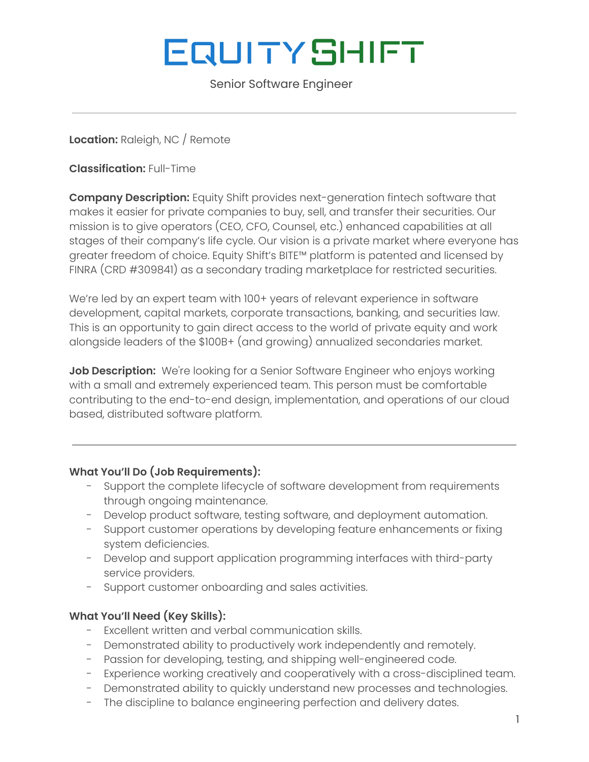# EQUITY SHIFT

Senior Software Engineer

---

**Location:** Raleigh, NC / Remote

**Classification:** Full-Time

**Company Description:** Equity Shift provides next-generation fintech software that makes it easier for private companies to buy, sell, and transfer their securities. Our mission is to give operators (CEO, CFO, Counsel, etc.) enhanced capabilities at all stages of their company's life cycle. Our vision is a private market where everyone has greater freedom of choice. Equity Shift's BITE™ platform is patented and licensed by FINRA (CRD #309841) as a secondary trading marketplace for restricted securities.

We're led by an expert team with 100+ years of relevant experience in software development, capital markets, corporate transactions, banking, and securities law. This is an opportunity to gain direct access to the world of private equity and work alongside leaders of the $100B+ (and growing) annualized secondaries market.

**Job Description:** We're looking for a Senior Software Engineer who enjoys working with a small and extremely experienced team. This person must be comfortable contributing to the end-to-end design, implementation, and operations of our cloud based, distributed software platform.

---

### What You'll Do (Job Requirements):

- Support the complete lifecycle of software development from requirements through ongoing maintenance.
- Develop product software, testing software, and deployment automation.
- Support customer operations by developing feature enhancements or fixing system deficiencies.
- Develop and support application programming interfaces with third-party service providers.
- Support customer onboarding and sales activities.

### What You'll Need (Key Skills):

- Excellent written and verbal communication skills.
- Demonstrated ability to productively work independently and remotely.
- Passion for developing, testing, and shipping well-engineered code.
- Experience working creatively and cooperatively with a cross-disciplined team.
- Demonstrated ability to quickly understand new processes and technologies.
- The discipline to balance engineering perfection and delivery dates.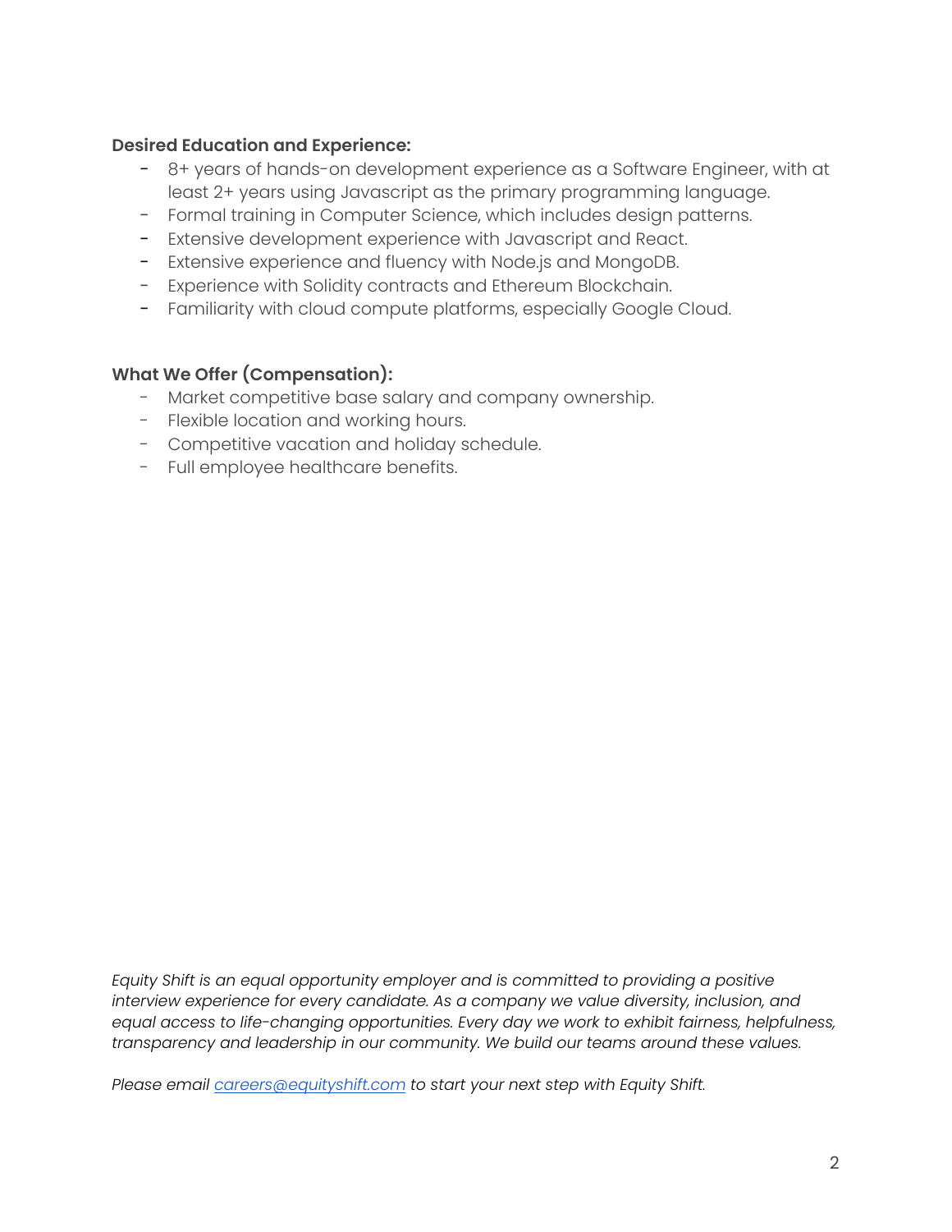**Desired Education and Experience:**

- 8+ years of hands-on development experience as a Software Engineer, with at least 2+ years using Javascript as the primary programming language.
- Formal training in Computer Science, which includes design patterns.
- Extensive development experience with Javascript and React.
- Extensive experience and fluency with Node.js and MongoDB.
- Experience with Solidity contracts and Ethereum Blockchain.
- Familiarity with cloud compute platforms, especially Google Cloud.

**What We Offer (Compensation):**

- Market competitive base salary and company ownership.
- Flexible location and working hours.
- Competitive vacation and holiday schedule.
- Full employee healthcare benefits.

*Equity Shift is an equal opportunity employer and is committed to providing a positive interview experience for every candidate. As a company we value diversity, inclusion, and equal access to life-changing opportunities. Every day we work to exhibit fairness, helpfulness, transparency and leadership in our community. We build our teams around these values.*

*Please email [careers@equityshift.com](mailto:careers@equityshift.com) to start your next step with Equity Shift.*